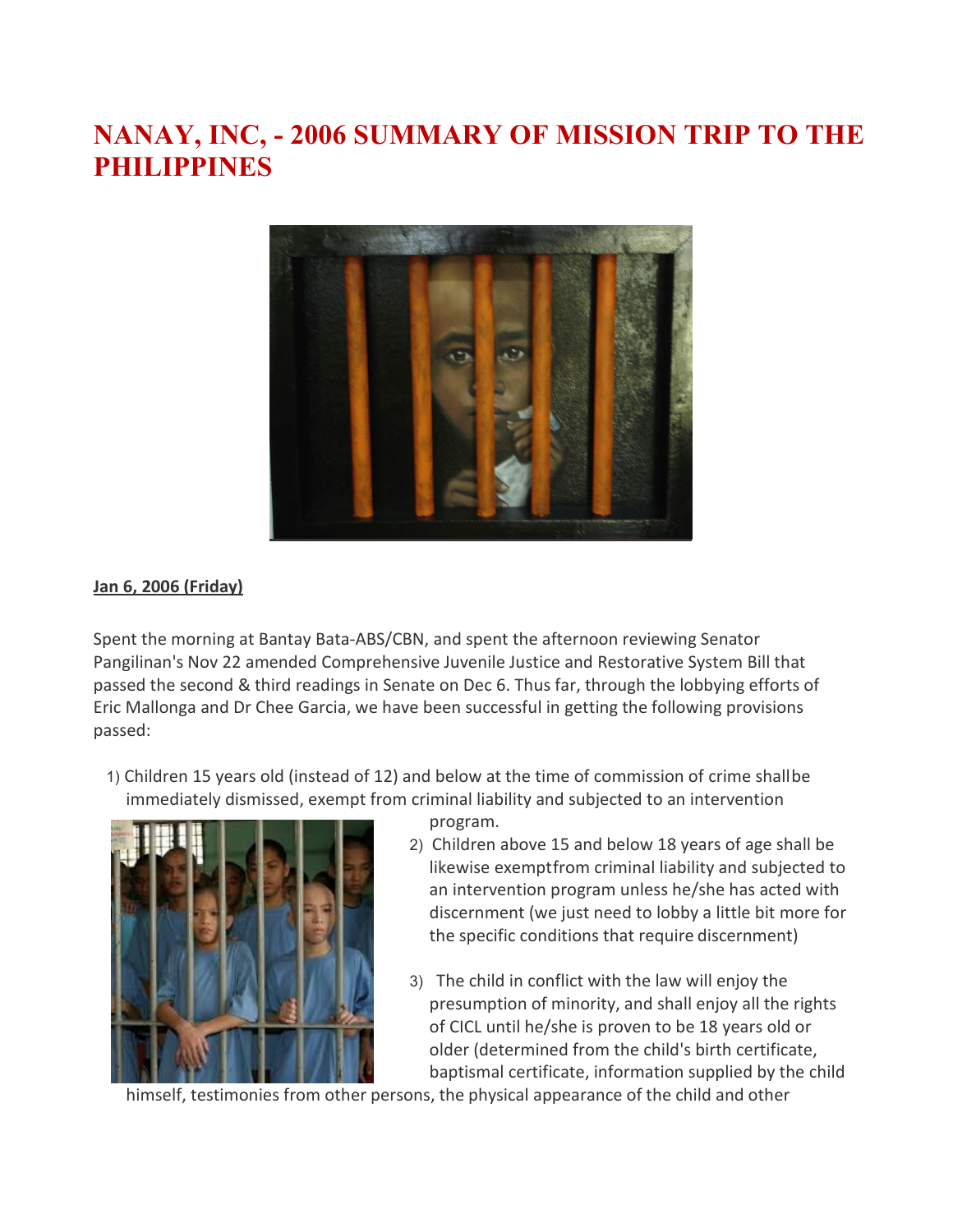# NANAY, INC, - 2006 SUMMARY OF MISSION TRIP TO THE PHILIPPINES

**Jan 6, 2006 (Friday)**

Spent the morning at Bantay Bata-ABS/CBN, and spent the afternoon reviewing Senator Pangilinan's Nov 22 amended Comprehensive Juvenile Justice and Restorative System Bill that passed the second & third readings in Senate on Dec 6. Thus far, through the lobbying efforts of Eric Mallonga and Dr Chee Garcia, we have been successful in getting the following provisions passed:

1) Children 15 years old (instead of 12) and below at the time of commission of crime shall be immediately dismissed, exempt from criminal liability and subjected to an intervention program.

2) Children above 15 and below 18 years of age shall be likewise exempt from criminal liability and subjected to an intervention program unless he/she has acted with discernment (we just need to lobby a little bit more for the specific conditions that require discernment)

3) The child in conflict with the law will enjoy the presumption of minority, and shall enjoy all the rights of CICL until he/she is proven to be 18 years old or older (determined from the child's birth certificate, baptismal certificate, information supplied by the child himself, testimonies from other persons, the physical appearance of the child and other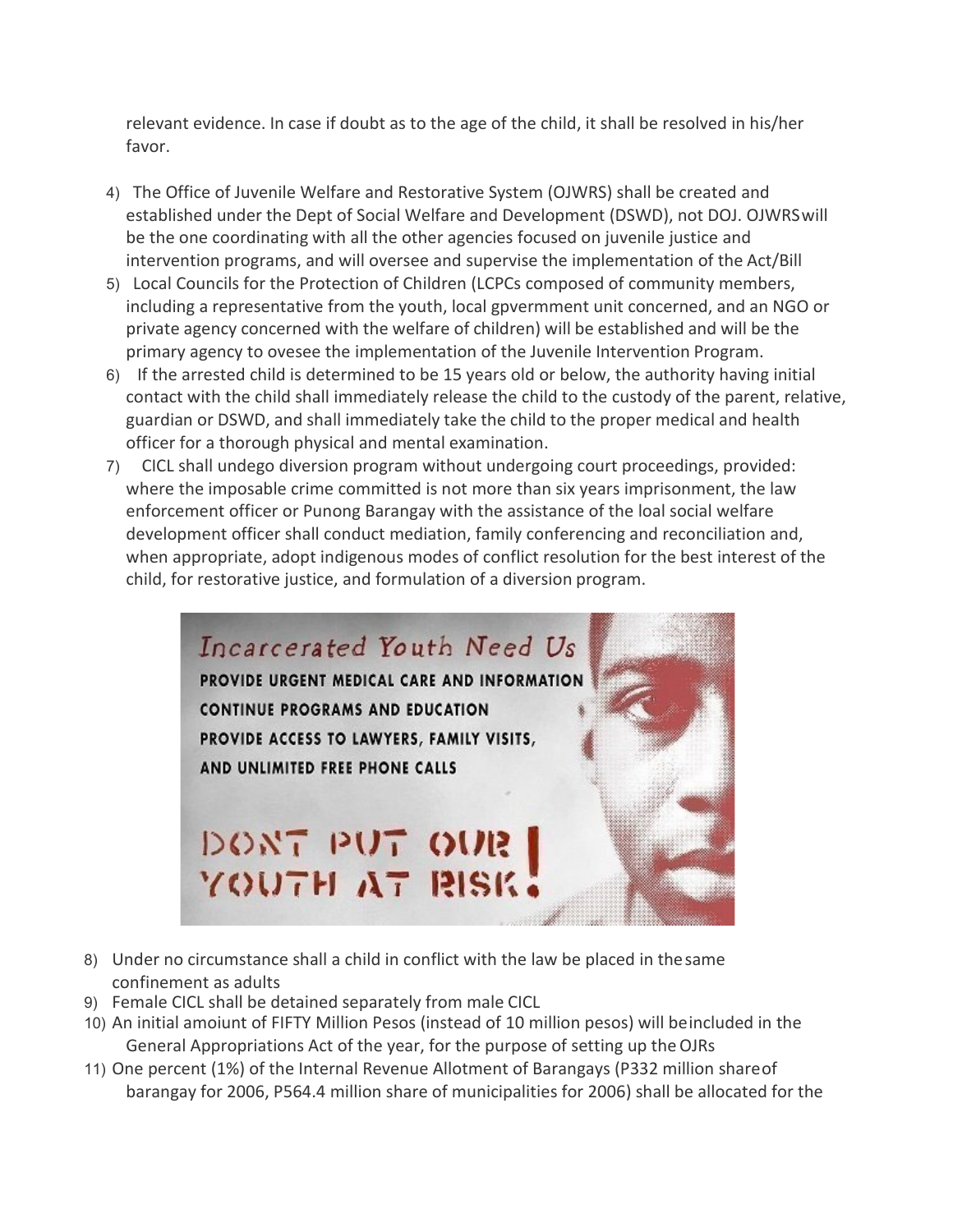relevant evidence. In case if doubt as to the age of the child, it shall be resolved in his/her favor.

4) The Office of Juvenile Welfare and Restorative System (OJWRS) shall be created and established under the Dept of Social Welfare and Development (DSWD), not DOJ. OJWRS will be the one coordinating with all the other agencies focused on juvenile justice and intervention programs, and will oversee and supervise the implementation of the Act/Bill
5) Local Councils for the Protection of Children (LCPCs composed of community members, including a representative from the youth, local gpvermment unit concerned, and an NGO or private agency concerned with the welfare of children) will be established and will be the primary agency to ovesee the implementation of the Juvenile Intervention Program.
6) If the arrested child is determined to be 15 years old or below, the authority having initial contact with the child shall immediately release the child to the custody of the parent, relative, guardian or DSWD, and shall immediately take the child to the proper medical and health officer for a thorough physical and mental examination.
7) CICL shall undego diversion program without undergoing court proceedings, provided: where the imposable crime committed is not more than six years imprisonment, the law enforcement officer or Punong Barangay with the assistance of the loal social welfare development officer shall conduct mediation, family conferencing and reconciliation and, when appropriate, adopt indigenous modes of conflict resolution for the best interest of the child, for restorative justice, and formulation of a diversion program.

*Incarcerated Youth Need Us*

**PROVIDE URGENT MEDICAL CARE AND INFORMATION**

**CONTINUE PROGRAMS AND EDUCATION**

**PROVIDE ACCESS TO LAWYERS, FAMILY VISITS, AND UNLIMITED FREE PHONE CALLS**

**DONT PUT OUR YOUTH AT RISK!**

8) Under no circumstance shall a child in conflict with the law be placed in the same confinement as adults
9) Female CICL shall be detained separately from male CICL
10) An initial amoiunt of FIFTY Million Pesos (instead of 10 million pesos) will be included in the General Appropriations Act of the year, for the purpose of setting up the OJRs
11) One percent (1%) of the Internal Revenue Allotment of Barangays (P332 million share of barangay for 2006, P564.4 million share of municipalities for 2006) shall be allocated for the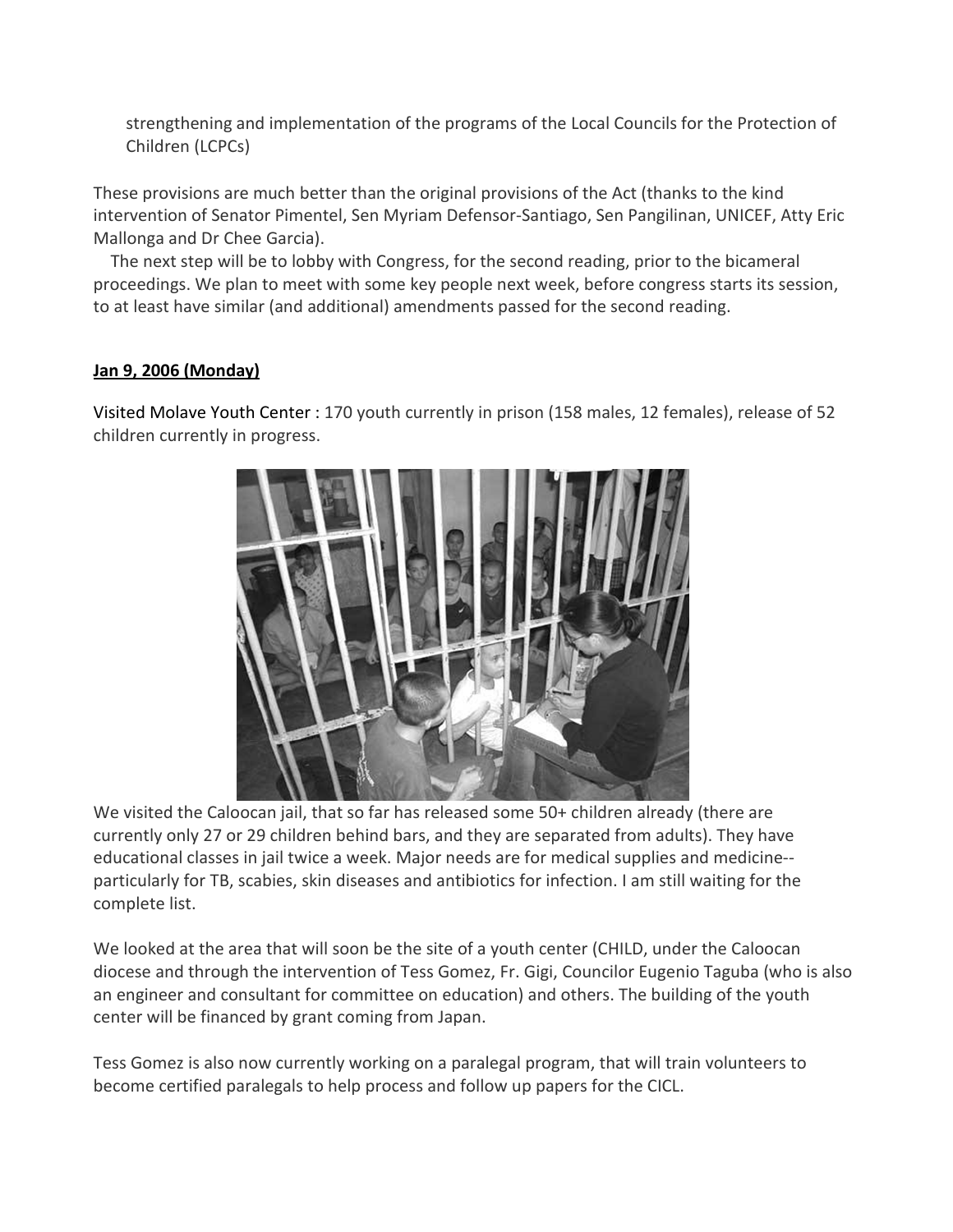strengthening and implementation of the programs of the Local Councils for the Protection of Children (LCPCs)

These provisions are much better than the original provisions of the Act (thanks to the kind intervention of Senator Pimentel, Sen Myriam Defensor-Santiago, Sen Pangilinan, UNICEF, Atty Eric Mallonga and Dr Chee Garcia).

The next step will be to lobby with Congress, for the second reading, prior to the bicameral proceedings. We plan to meet with some key people next week, before congress starts its session, to at least have similar (and additional) amendments passed for the second reading.

**Jan 9, 2006 (Monday)**

Visited Molave Youth Center : 170 youth currently in prison (158 males, 12 females), release of 52 children currently in progress.

We visited the Caloocan jail, that so far has released some 50+ children already (there are currently only 27 or 29 children behind bars, and they are separated from adults). They have educational classes in jail twice a week. Major needs are for medical supplies and medicine--particularly for TB, scabies, skin diseases and antibiotics for infection. I am still waiting for the complete list.

We looked at the area that will soon be the site of a youth center (CHILD, under the Caloocan diocese and through the intervention of Tess Gomez, Fr. Gigi, Councilor Eugenio Taguba (who is also an engineer and consultant for committee on education) and others. The building of the youth center will be financed by grant coming from Japan.

Tess Gomez is also now currently working on a paralegal program, that will train volunteers to become certified paralegals to help process and follow up papers for the CICL.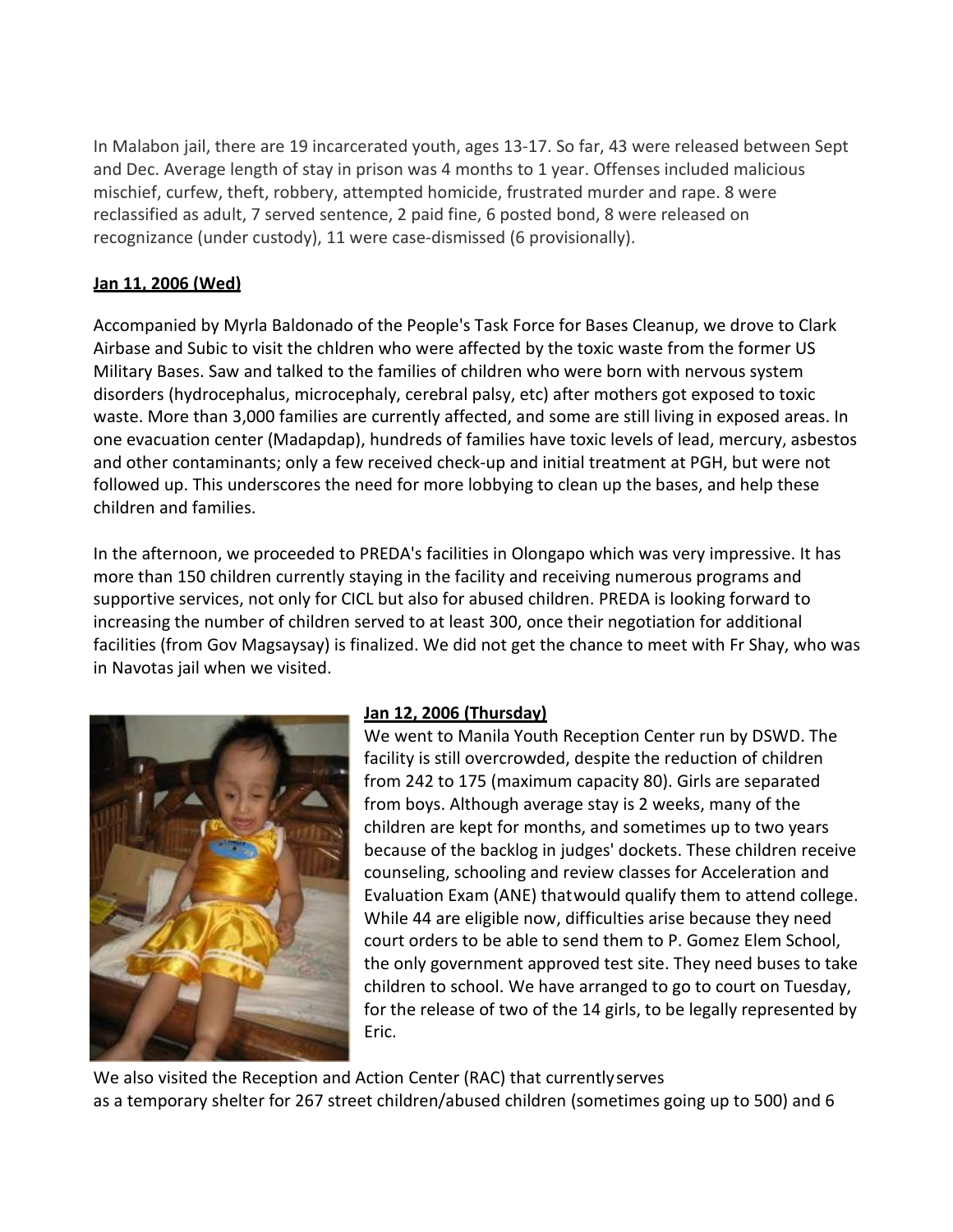In Malabon jail, there are 19 incarcerated youth, ages 13-17. So far, 43 were released between Sept and Dec. Average length of stay in prison was 4 months to 1 year. Offenses included malicious mischief, curfew, theft, robbery, attempted homicide, frustrated murder and rape. 8 were reclassified as adult, 7 served sentence, 2 paid fine, 6 posted bond, 8 were released on recognizance (under custody), 11 were case-dismissed (6 provisionally).

**Jan 11, 2006 (Wed)**

Accompanied by Myrla Baldonado of the People's Task Force for Bases Cleanup, we drove to Clark Airbase and Subic to visit the chldren who were affected by the toxic waste from the former US Military Bases. Saw and talked to the families of children who were born with nervous system disorders (hydrocephalus, microcephaly, cerebral palsy, etc) after mothers got exposed to toxic waste. More than 3,000 families are currently affected, and some are still living in exposed areas. In one evacuation center (Madapdap), hundreds of families have toxic levels of lead, mercury, asbestos and other contaminants; only a few received check-up and initial treatment at PGH, but were not followed up. This underscores the need for more lobbying to clean up the bases, and help these children and families.

In the afternoon, we proceeded to PREDA's facilities in Olongapo which was very impressive. It has more than 150 children currently staying in the facility and receiving numerous programs and supportive services, not only for CICL but also for abused children. PREDA is looking forward to increasing the number of children served to at least 300, once their negotiation for additional facilities (from Gov Magsaysay) is finalized. We did not get the chance to meet with Fr Shay, who was in Navotas jail when we visited.

**Jan 12, 2006 (Thursday)**

We went to Manila Youth Reception Center run by DSWD. The facility is still overcrowded, despite the reduction of children from 242 to 175 (maximum capacity 80). Girls are separated from boys. Although average stay is 2 weeks, many of the children are kept for months, and sometimes up to two years because of the backlog in judges' dockets. These children receive counseling, schooling and review classes for Acceleration and Evaluation Exam (ANE) thatwould qualify them to attend college. While 44 are eligible now, difficulties arise because they need court orders to be able to send them to P. Gomez Elem School, the only government approved test site. They need buses to take children to school. We have arranged to go to court on Tuesday, for the release of two of the 14 girls, to be legally represented by Eric.

We also visited the Reception and Action Center (RAC) that currentlyserves as a temporary shelter for 267 street children/abused children (sometimes going up to 500) and 6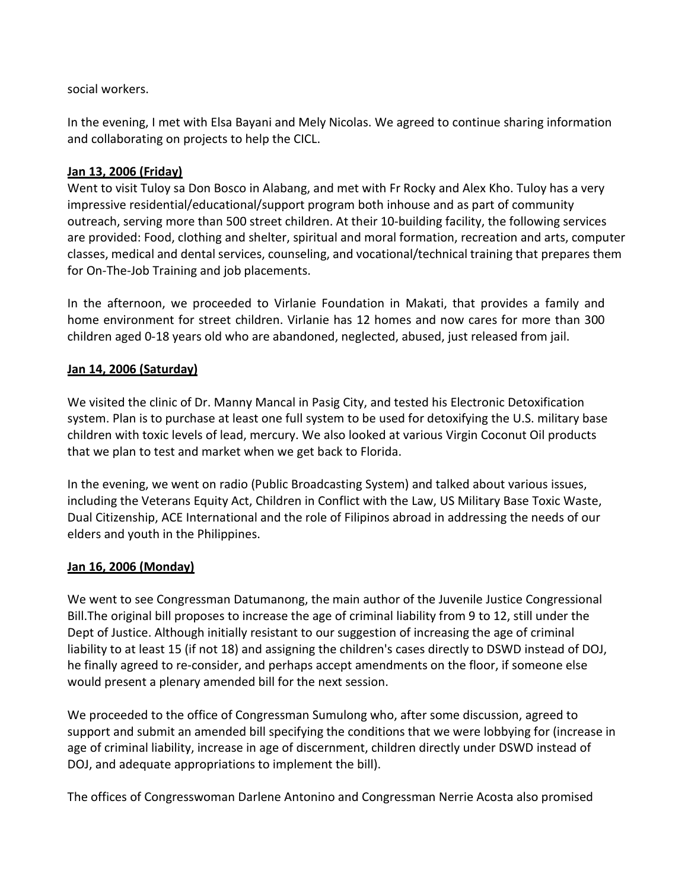social workers.

In the evening, I met with Elsa Bayani and Mely Nicolas. We agreed to continue sharing information and collaborating on projects to help the CICL.

**Jan 13, 2006 (Friday)**

Went to visit Tuloy sa Don Bosco in Alabang, and met with Fr Rocky and Alex Kho. Tuloy has a very impressive residential/educational/support program both inhouse and as part of community outreach, serving more than 500 street children. At their 10-building facility, the following services are provided: Food, clothing and shelter, spiritual and moral formation, recreation and arts, computer classes, medical and dental services, counseling, and vocational/technical training that prepares them for On-The-Job Training and job placements.

In the afternoon, we proceeded to Virlanie Foundation in Makati, that provides a family and home environment for street children. Virlanie has 12 homes and now cares for more than 300 children aged 0-18 years old who are abandoned, neglected, abused, just released from jail.

**Jan 14, 2006 (Saturday)**

We visited the clinic of Dr. Manny Mancal in Pasig City, and tested his Electronic Detoxification system. Plan is to purchase at least one full system to be used for detoxifying the U.S. military base children with toxic levels of lead, mercury. We also looked at various Virgin Coconut Oil products that we plan to test and market when we get back to Florida.

In the evening, we went on radio (Public Broadcasting System) and talked about various issues, including the Veterans Equity Act, Children in Conflict with the Law, US Military Base Toxic Waste, Dual Citizenship, ACE International and the role of Filipinos abroad in addressing the needs of our elders and youth in the Philippines.

**Jan 16, 2006 (Monday)**

We went to see Congressman Datumanong, the main author of the Juvenile Justice Congressional Bill.The original bill proposes to increase the age of criminal liability from 9 to 12, still under the Dept of Justice. Although initially resistant to our suggestion of increasing the age of criminal liability to at least 15 (if not 18) and assigning the children's cases directly to DSWD instead of DOJ, he finally agreed to re-consider, and perhaps accept amendments on the floor, if someone else would present a plenary amended bill for the next session.

We proceeded to the office of Congressman Sumulong who, after some discussion, agreed to support and submit an amended bill specifying the conditions that we were lobbying for (increase in age of criminal liability, increase in age of discernment, children directly under DSWD instead of DOJ, and adequate appropriations to implement the bill).

The offices of Congresswoman Darlene Antonino and Congressman Nerrie Acosta also promised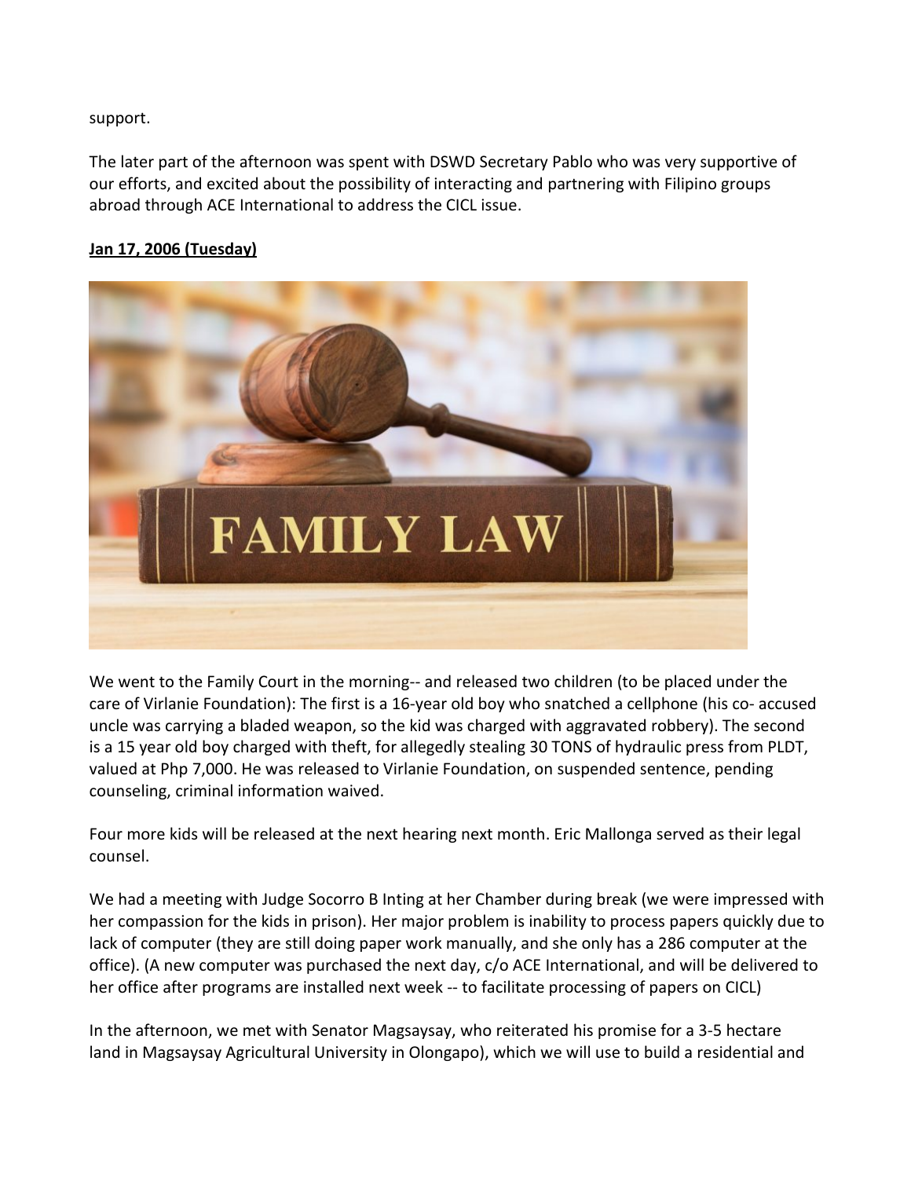support.

The later part of the afternoon was spent with DSWD Secretary Pablo who was very supportive of our efforts, and excited about the possibility of interacting and partnering with Filipino groups abroad through ACE International to address the CICL issue.

**Jan 17, 2006 (Tuesday)**

We went to the Family Court in the morning-- and released two children (to be placed under the care of Virlanie Foundation): The first is a 16-year old boy who snatched a cellphone (his co- accused uncle was carrying a bladed weapon, so the kid was charged with aggravated robbery). The second is a 15 year old boy charged with theft, for allegedly stealing 30 TONS of hydraulic press from PLDT, valued at Php 7,000. He was released to Virlanie Foundation, on suspended sentence, pending counseling, criminal information waived.

Four more kids will be released at the next hearing next month. Eric Mallonga served as their legal counsel.

We had a meeting with Judge Socorro B Inting at her Chamber during break (we were impressed with her compassion for the kids in prison). Her major problem is inability to process papers quickly due to lack of computer (they are still doing paper work manually, and she only has a 286 computer at the office). (A new computer was purchased the next day, c/o ACE International, and will be delivered to her office after programs are installed next week -- to facilitate processing of papers on CICL)

In the afternoon, we met with Senator Magsaysay, who reiterated his promise for a 3-5 hectare land in Magsaysay Agricultural University in Olongapo), which we will use to build a residential and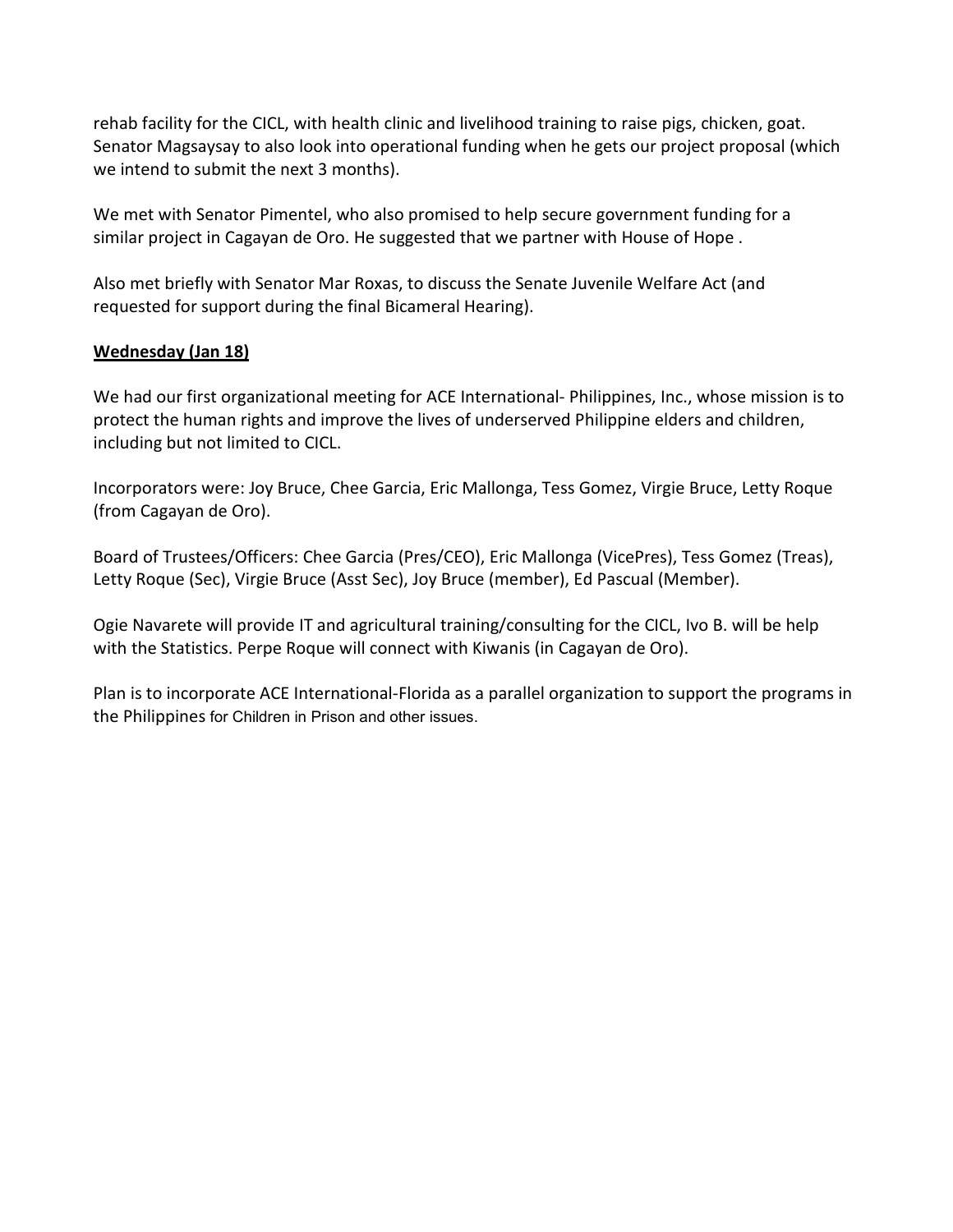rehab facility for the CICL, with health clinic and livelihood training to raise pigs, chicken, goat. Senator Magsaysay to also look into operational funding when he gets our project proposal (which we intend to submit the next 3 months).

We met with Senator Pimentel, who also promised to help secure government funding for a similar project in Cagayan de Oro. He suggested that we partner with House of Hope .

Also met briefly with Senator Mar Roxas, to discuss the Senate Juvenile Welfare Act (and requested for support during the final Bicameral Hearing).

**Wednesday (Jan 18)**

We had our first organizational meeting for ACE International- Philippines, Inc., whose mission is to protect the human rights and improve the lives of underserved Philippine elders and children, including but not limited to CICL.

Incorporators were: Joy Bruce, Chee Garcia, Eric Mallonga, Tess Gomez, Virgie Bruce, Letty Roque (from Cagayan de Oro).

Board of Trustees/Officers: Chee Garcia (Pres/CEO), Eric Mallonga (VicePres), Tess Gomez (Treas), Letty Roque (Sec), Virgie Bruce (Asst Sec), Joy Bruce (member), Ed Pascual (Member).

Ogie Navarete will provide IT and agricultural training/consulting for the CICL, Ivo B. will be help with the Statistics. Perpe Roque will connect with Kiwanis (in Cagayan de Oro).

Plan is to incorporate ACE International-Florida as a parallel organization to support the programs in the Philippines for Children in Prison and other issues.